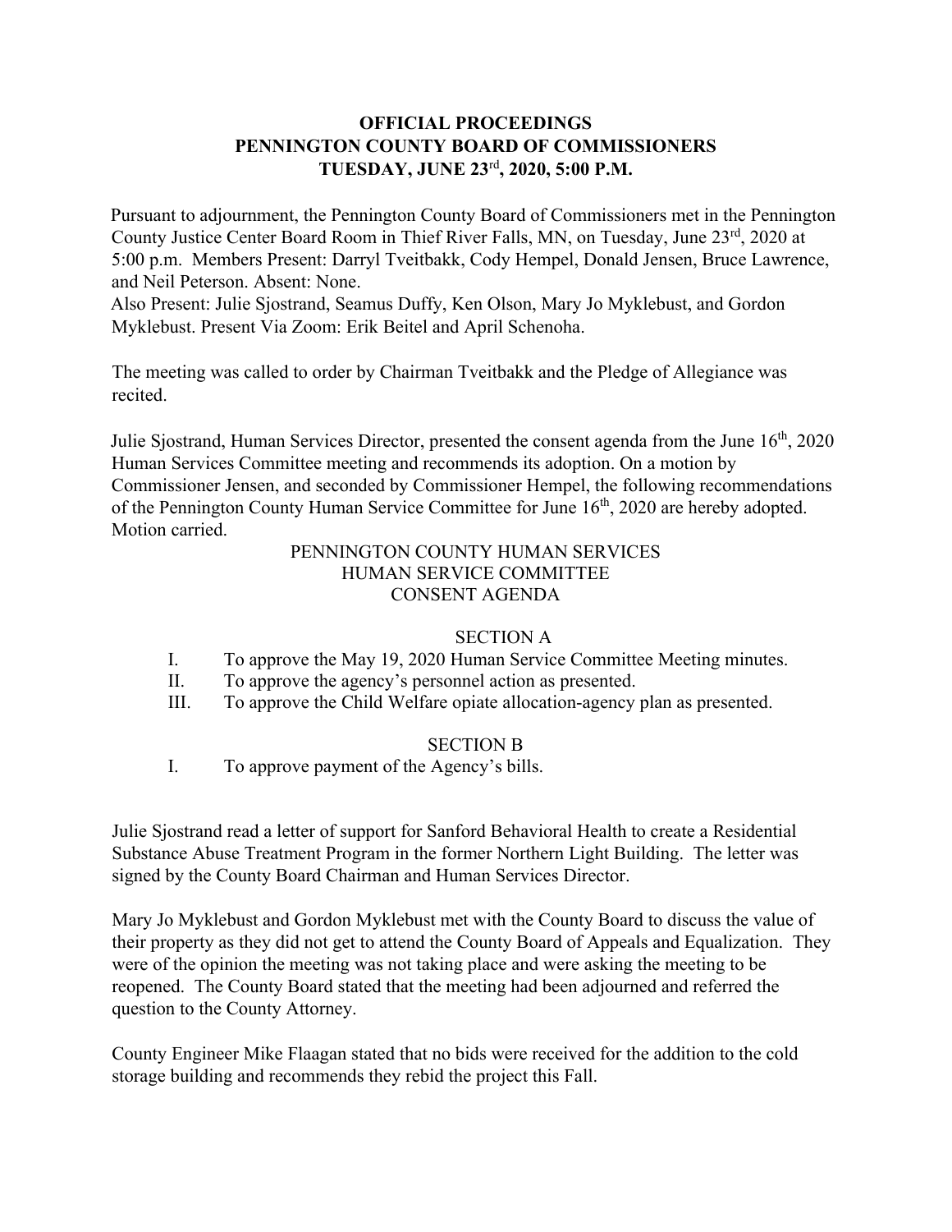# OFFICIAL PROCEEDINGS
# PENNINGTON COUNTY BOARD OF COMMISSIONERS
# TUESDAY, JUNE 23rd, 2020, 5:00 P.M.

Pursuant to adjournment, the Pennington County Board of Commissioners met in the Pennington County Justice Center Board Room in Thief River Falls, MN, on Tuesday, June 23rd, 2020 at 5:00 p.m. Members Present: Darryl Tveitbakk, Cody Hempel, Donald Jensen, Bruce Lawrence, and Neil Peterson. Absent: None.
Also Present: Julie Sjostrand, Seamus Duffy, Ken Olson, Mary Jo Myklebust, and Gordon Myklebust. Present Via Zoom: Erik Beitel and April Schenoha.

The meeting was called to order by Chairman Tveitbakk and the Pledge of Allegiance was recited.

Julie Sjostrand, Human Services Director, presented the consent agenda from the June 16th, 2020 Human Services Committee meeting and recommends its adoption. On a motion by Commissioner Jensen, and seconded by Commissioner Hempel, the following recommendations of the Pennington County Human Service Committee for June 16th, 2020 are hereby adopted. Motion carried.

PENNINGTON COUNTY HUMAN SERVICES
HUMAN SERVICE COMMITTEE
CONSENT AGENDA

SECTION A

I. To approve the May 19, 2020 Human Service Committee Meeting minutes.
II. To approve the agency's personnel action as presented.
III. To approve the Child Welfare opiate allocation-agency plan as presented.

SECTION B

I. To approve payment of the Agency's bills.

Julie Sjostrand read a letter of support for Sanford Behavioral Health to create a Residential Substance Abuse Treatment Program in the former Northern Light Building. The letter was signed by the County Board Chairman and Human Services Director.

Mary Jo Myklebust and Gordon Myklebust met with the County Board to discuss the value of their property as they did not get to attend the County Board of Appeals and Equalization. They were of the opinion the meeting was not taking place and were asking the meeting to be reopened. The County Board stated that the meeting had been adjourned and referred the question to the County Attorney.

County Engineer Mike Flaagan stated that no bids were received for the addition to the cold storage building and recommends they rebid the project this Fall.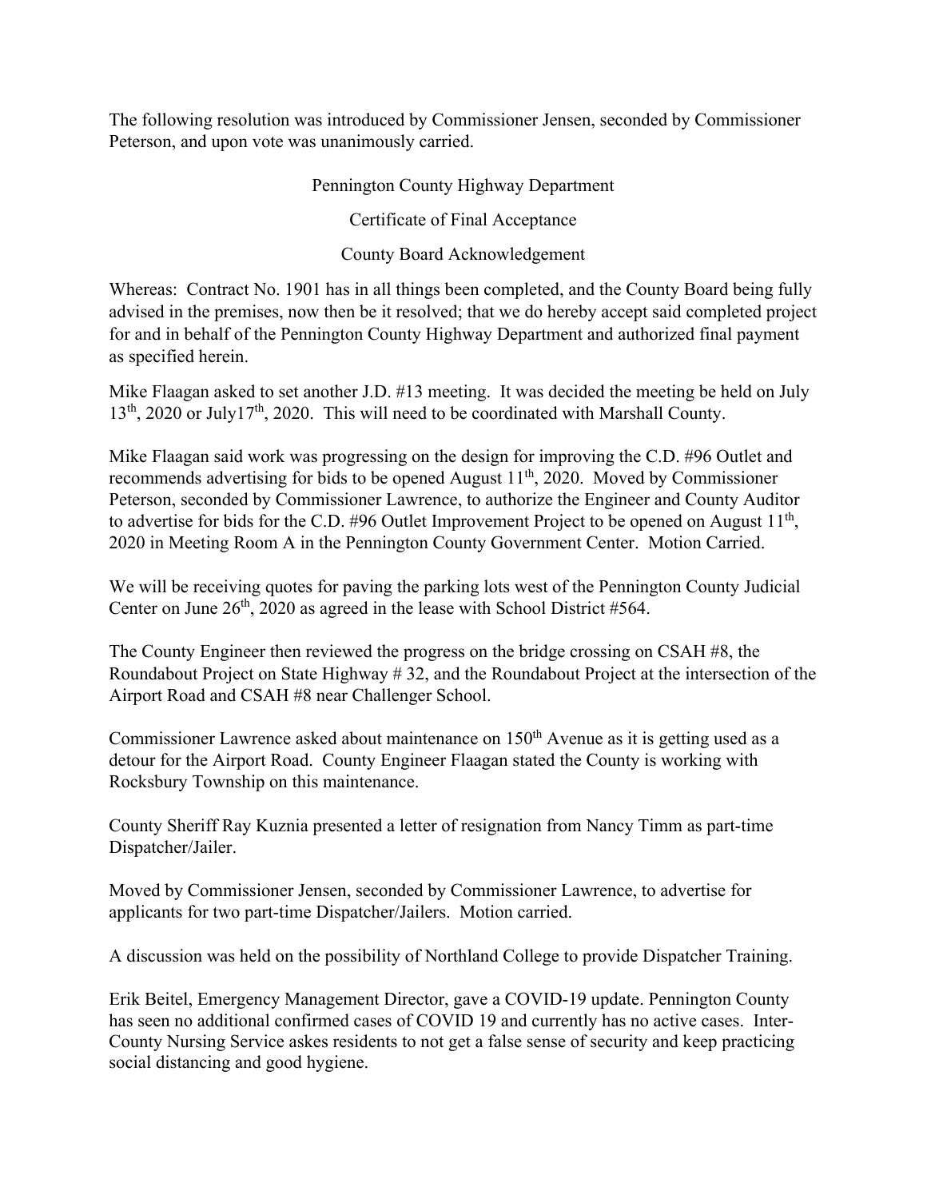The following resolution was introduced by Commissioner Jensen, seconded by Commissioner Peterson, and upon vote was unanimously carried.

Pennington County Highway Department

Certificate of Final Acceptance

County Board Acknowledgement

Whereas: Contract No. 1901 has in all things been completed, and the County Board being fully advised in the premises, now then be it resolved; that we do hereby accept said completed project for and in behalf of the Pennington County Highway Department and authorized final payment as specified herein.

Mike Flaagan asked to set another J.D. #13 meeting. It was decided the meeting be held on July 13th, 2020 or July17th, 2020. This will need to be coordinated with Marshall County.

Mike Flaagan said work was progressing on the design for improving the C.D. #96 Outlet and recommends advertising for bids to be opened August 11th, 2020. Moved by Commissioner Peterson, seconded by Commissioner Lawrence, to authorize the Engineer and County Auditor to advertise for bids for the C.D. #96 Outlet Improvement Project to be opened on August 11th, 2020 in Meeting Room A in the Pennington County Government Center. Motion Carried.

We will be receiving quotes for paving the parking lots west of the Pennington County Judicial Center on June 26th, 2020 as agreed in the lease with School District #564.

The County Engineer then reviewed the progress on the bridge crossing on CSAH #8, the Roundabout Project on State Highway # 32, and the Roundabout Project at the intersection of the Airport Road and CSAH #8 near Challenger School.

Commissioner Lawrence asked about maintenance on 150th Avenue as it is getting used as a detour for the Airport Road. County Engineer Flaagan stated the County is working with Rocksbury Township on this maintenance.

County Sheriff Ray Kuznia presented a letter of resignation from Nancy Timm as part-time Dispatcher/Jailer.

Moved by Commissioner Jensen, seconded by Commissioner Lawrence, to advertise for applicants for two part-time Dispatcher/Jailers. Motion carried.

A discussion was held on the possibility of Northland College to provide Dispatcher Training.

Erik Beitel, Emergency Management Director, gave a COVID-19 update. Pennington County has seen no additional confirmed cases of COVID 19 and currently has no active cases. Inter-County Nursing Service askes residents to not get a false sense of security and keep practicing social distancing and good hygiene.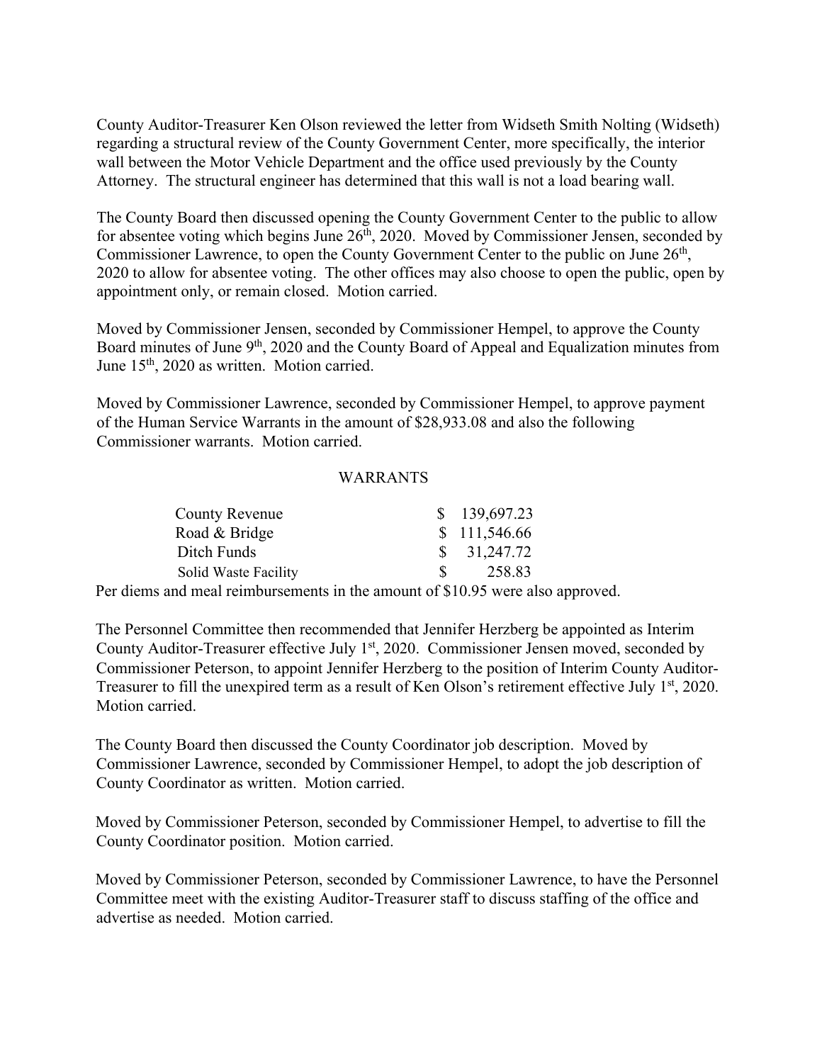County Auditor-Treasurer Ken Olson reviewed the letter from Widseth Smith Nolting (Widseth) regarding a structural review of the County Government Center, more specifically, the interior wall between the Motor Vehicle Department and the office used previously by the County Attorney. The structural engineer has determined that this wall is not a load bearing wall.

The County Board then discussed opening the County Government Center to the public to allow for absentee voting which begins June 26th, 2020. Moved by Commissioner Jensen, seconded by Commissioner Lawrence, to open the County Government Center to the public on June 26th, 2020 to allow for absentee voting. The other offices may also choose to open the public, open by appointment only, or remain closed. Motion carried.

Moved by Commissioner Jensen, seconded by Commissioner Hempel, to approve the County Board minutes of June 9th, 2020 and the County Board of Appeal and Equalization minutes from June 15th, 2020 as written. Motion carried.

Moved by Commissioner Lawrence, seconded by Commissioner Hempel, to approve payment of the Human Service Warrants in the amount of $28,933.08 and also the following Commissioner warrants. Motion carried.

WARRANTS

| | |
|---|---|
| County Revenue | $ 139,697.23 |
| Road & Bridge | $ 111,546.66 |
| Ditch Funds | $ 31,247.72 |
| Solid Waste Facility | $ 258.83 |

Per diems and meal reimbursements in the amount of $10.95 were also approved.

The Personnel Committee then recommended that Jennifer Herzberg be appointed as Interim County Auditor-Treasurer effective July 1st, 2020. Commissioner Jensen moved, seconded by Commissioner Peterson, to appoint Jennifer Herzberg to the position of Interim County Auditor-Treasurer to fill the unexpired term as a result of Ken Olson's retirement effective July 1st, 2020. Motion carried.

The County Board then discussed the County Coordinator job description. Moved by Commissioner Lawrence, seconded by Commissioner Hempel, to adopt the job description of County Coordinator as written. Motion carried.

Moved by Commissioner Peterson, seconded by Commissioner Hempel, to advertise to fill the County Coordinator position. Motion carried.

Moved by Commissioner Peterson, seconded by Commissioner Lawrence, to have the Personnel Committee meet with the existing Auditor-Treasurer staff to discuss staffing of the office and advertise as needed. Motion carried.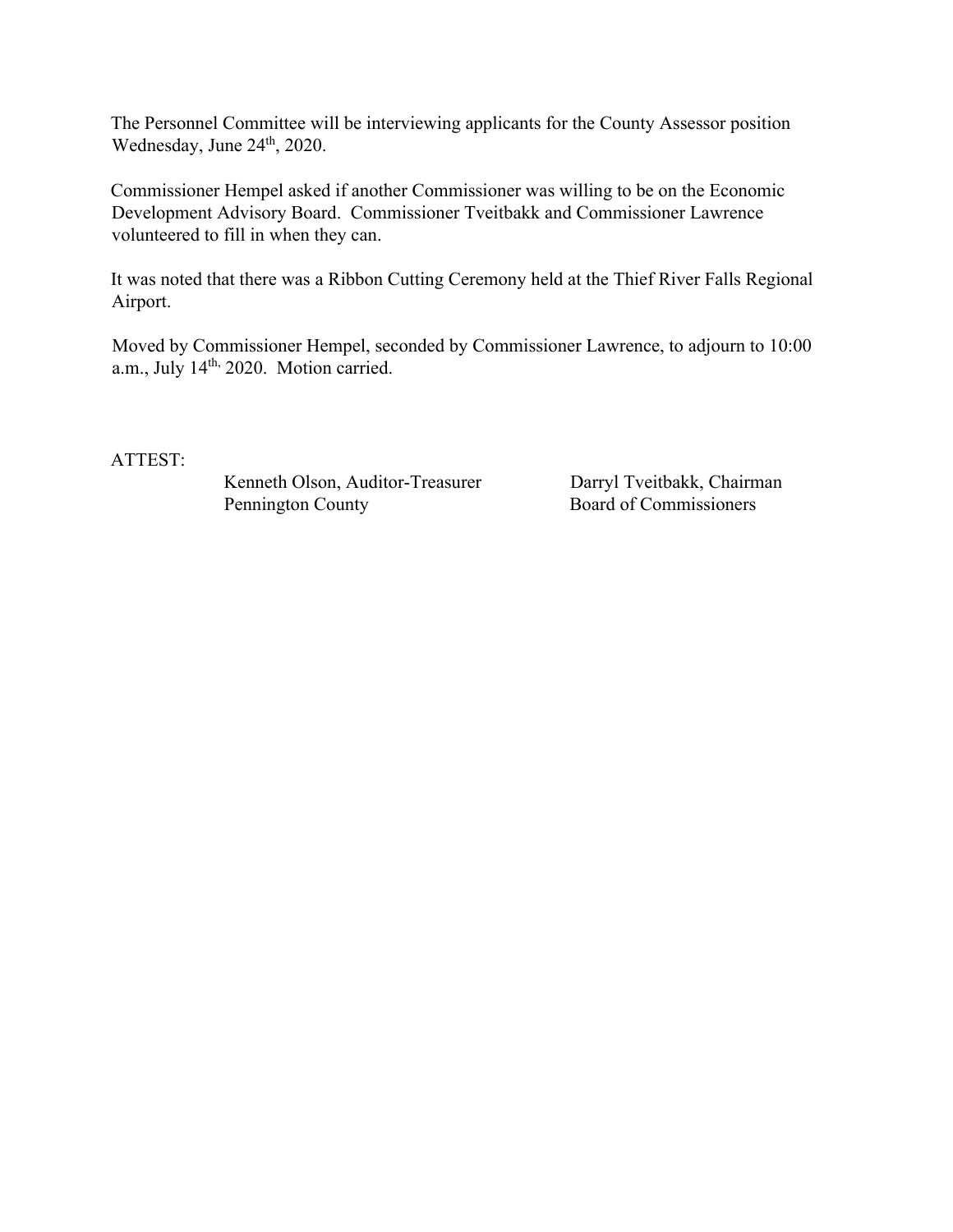The Personnel Committee will be interviewing applicants for the County Assessor position Wednesday, June 24th, 2020.

Commissioner Hempel asked if another Commissioner was willing to be on the Economic Development Advisory Board. Commissioner Tveitbakk and Commissioner Lawrence volunteered to fill in when they can.

It was noted that there was a Ribbon Cutting Ceremony held at the Thief River Falls Regional Airport.

Moved by Commissioner Hempel, seconded by Commissioner Lawrence, to adjourn to 10:00 a.m., July 14th, 2020. Motion carried.

ATTEST:

Kenneth Olson, Auditor-Treasurer
Pennington County

Darryl Tveitbakk, Chairman
Board of Commissioners